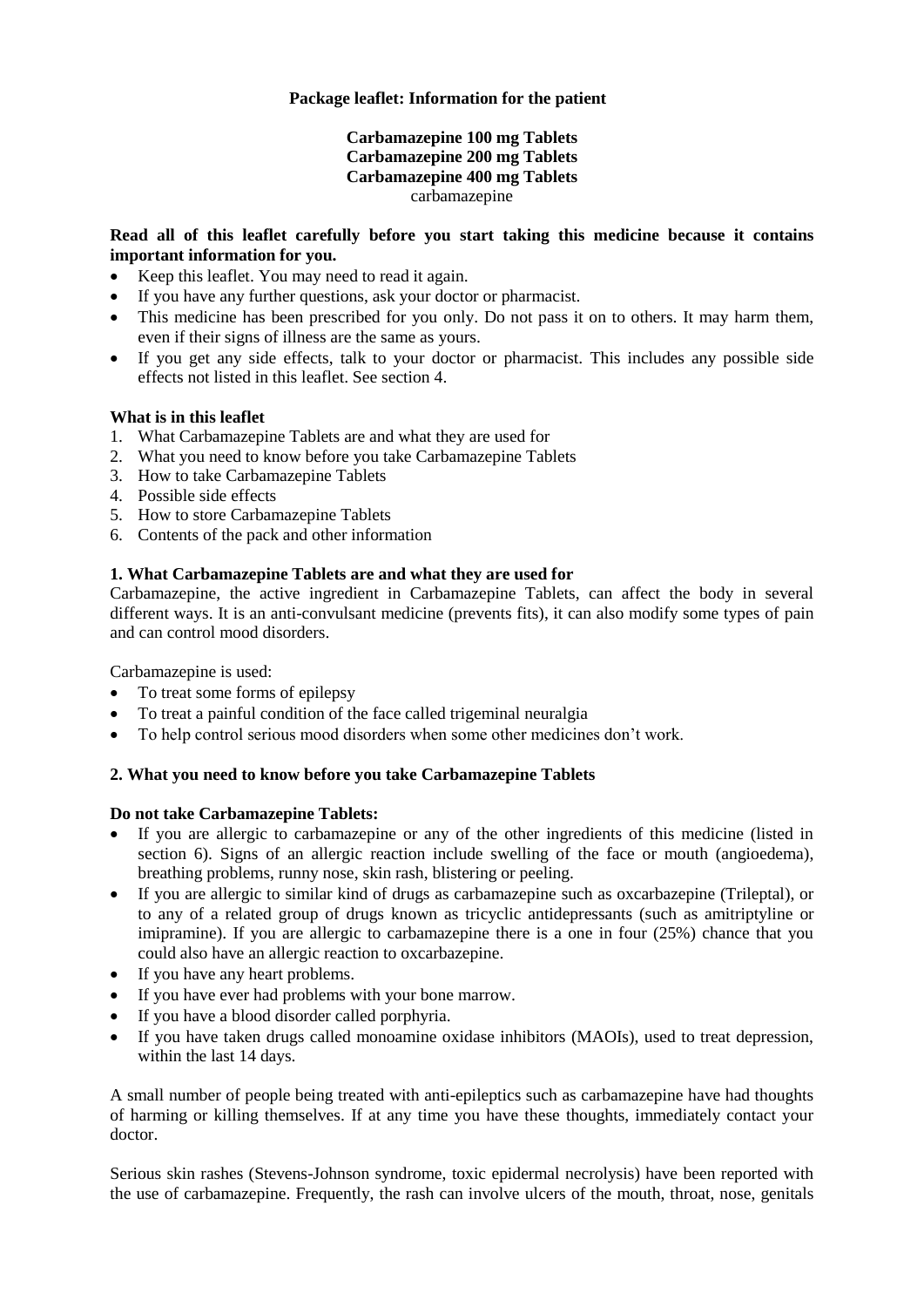**Package leaflet: Information for the patient**

**Carbamazepine 100 mg Tablets**
**Carbamazepine 200 mg Tablets**
**Carbamazepine 400 mg Tablets**
carbamazepine

**Read all of this leaflet carefully before you start taking this medicine because it contains important information for you.**

- Keep this leaflet. You may need to read it again.
- If you have any further questions, ask your doctor or pharmacist.
- This medicine has been prescribed for you only. Do not pass it on to others. It may harm them, even if their signs of illness are the same as yours.
- If you get any side effects, talk to your doctor or pharmacist. This includes any possible side effects not listed in this leaflet. See section 4.

**What is in this leaflet**

1. What Carbamazepine Tablets are and what they are used for
2. What you need to know before you take Carbamazepine Tablets
3. How to take Carbamazepine Tablets
4. Possible side effects
5. How to store Carbamazepine Tablets
6. Contents of the pack and other information

## 1. What Carbamazepine Tablets are and what they are used for

Carbamazepine, the active ingredient in Carbamazepine Tablets, can affect the body in several different ways. It is an anti-convulsant medicine (prevents fits), it can also modify some types of pain and can control mood disorders.

Carbamazepine is used:

- To treat some forms of epilepsy
- To treat a painful condition of the face called trigeminal neuralgia
- To help control serious mood disorders when some other medicines don't work.

## 2. What you need to know before you take Carbamazepine Tablets

**Do not take Carbamazepine Tablets:**

- If you are allergic to carbamazepine or any of the other ingredients of this medicine (listed in section 6). Signs of an allergic reaction include swelling of the face or mouth (angioedema), breathing problems, runny nose, skin rash, blistering or peeling.
- If you are allergic to similar kind of drugs as carbamazepine such as oxcarbazepine (Trileptal), or to any of a related group of drugs known as tricyclic antidepressants (such as amitriptyline or imipramine). If you are allergic to carbamazepine there is a one in four (25%) chance that you could also have an allergic reaction to oxcarbazepine.
- If you have any heart problems.
- If you have ever had problems with your bone marrow.
- If you have a blood disorder called porphyria.
- If you have taken drugs called monoamine oxidase inhibitors (MAOIs), used to treat depression, within the last 14 days.

A small number of people being treated with anti-epileptics such as carbamazepine have had thoughts of harming or killing themselves. If at any time you have these thoughts, immediately contact your doctor.

Serious skin rashes (Stevens-Johnson syndrome, toxic epidermal necrolysis) have been reported with the use of carbamazepine. Frequently, the rash can involve ulcers of the mouth, throat, nose, genitals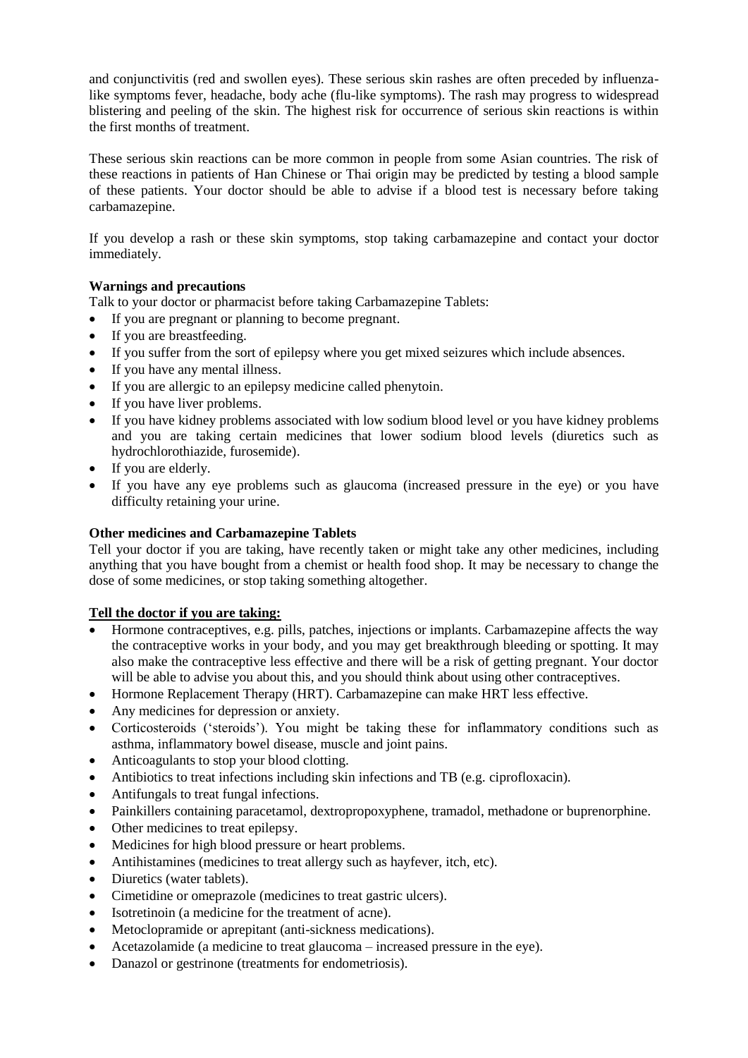and conjunctivitis (red and swollen eyes). These serious skin rashes are often preceded by influenza-like symptoms fever, headache, body ache (flu-like symptoms). The rash may progress to widespread blistering and peeling of the skin. The highest risk for occurrence of serious skin reactions is within the first months of treatment.

These serious skin reactions can be more common in people from some Asian countries. The risk of these reactions in patients of Han Chinese or Thai origin may be predicted by testing a blood sample of these patients. Your doctor should be able to advise if a blood test is necessary before taking carbamazepine.

If you develop a rash or these skin symptoms, stop taking carbamazepine and contact your doctor immediately.

**Warnings and precautions**

Talk to your doctor or pharmacist before taking Carbamazepine Tablets:

- If you are pregnant or planning to become pregnant.
- If you are breastfeeding.
- If you suffer from the sort of epilepsy where you get mixed seizures which include absences.
- If you have any mental illness.
- If you are allergic to an epilepsy medicine called phenytoin.
- If you have liver problems.
- If you have kidney problems associated with low sodium blood level or you have kidney problems and you are taking certain medicines that lower sodium blood levels (diuretics such as hydrochlorothiazide, furosemide).
- If you are elderly.
- If you have any eye problems such as glaucoma (increased pressure in the eye) or you have difficulty retaining your urine.

**Other medicines and Carbamazepine Tablets**

Tell your doctor if you are taking, have recently taken or might take any other medicines, including anything that you have bought from a chemist or health food shop. It may be necessary to change the dose of some medicines, or stop taking something altogether.

**Tell the doctor if you are taking:**

- Hormone contraceptives, e.g. pills, patches, injections or implants. Carbamazepine affects the way the contraceptive works in your body, and you may get breakthrough bleeding or spotting. It may also make the contraceptive less effective and there will be a risk of getting pregnant. Your doctor will be able to advise you about this, and you should think about using other contraceptives.
- Hormone Replacement Therapy (HRT). Carbamazepine can make HRT less effective.
- Any medicines for depression or anxiety.
- Corticosteroids ('steroids'). You might be taking these for inflammatory conditions such as asthma, inflammatory bowel disease, muscle and joint pains.
- Anticoagulants to stop your blood clotting.
- Antibiotics to treat infections including skin infections and TB (e.g. ciprofloxacin).
- Antifungals to treat fungal infections.
- Painkillers containing paracetamol, dextropropoxyphene, tramadol, methadone or buprenorphine.
- Other medicines to treat epilepsy.
- Medicines for high blood pressure or heart problems.
- Antihistamines (medicines to treat allergy such as hayfever, itch, etc).
- Diuretics (water tablets).
- Cimetidine or omeprazole (medicines to treat gastric ulcers).
- Isotretinoin (a medicine for the treatment of acne).
- Metoclopramide or aprepitant (anti-sickness medications).
- Acetazolamide (a medicine to treat glaucoma – increased pressure in the eye).
- Danazol or gestrinone (treatments for endometriosis).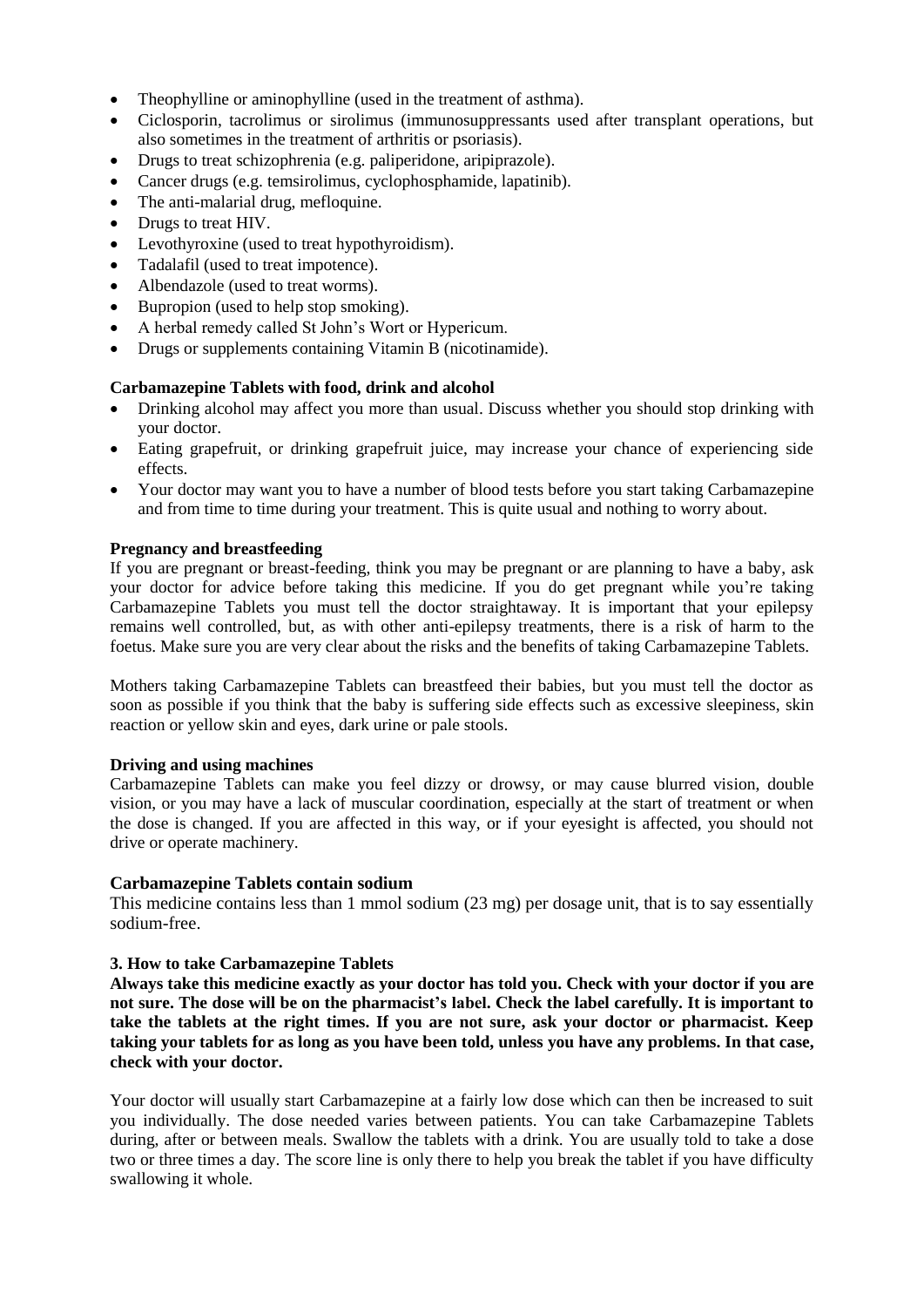- Theophylline or aminophylline (used in the treatment of asthma).
- Ciclosporin, tacrolimus or sirolimus (immunosuppressants used after transplant operations, but also sometimes in the treatment of arthritis or psoriasis).
- Drugs to treat schizophrenia (e.g. paliperidone, aripiprazole).
- Cancer drugs (e.g. temsirolimus, cyclophosphamide, lapatinib).
- The anti-malarial drug, mefloquine.
- Drugs to treat HIV.
- Levothyroxine (used to treat hypothyroidism).
- Tadalafil (used to treat impotence).
- Albendazole (used to treat worms).
- Bupropion (used to help stop smoking).
- A herbal remedy called St John's Wort or Hypericum.
- Drugs or supplements containing Vitamin B (nicotinamide).

**Carbamazepine Tablets with food, drink and alcohol**

- Drinking alcohol may affect you more than usual. Discuss whether you should stop drinking with your doctor.
- Eating grapefruit, or drinking grapefruit juice, may increase your chance of experiencing side effects.
- Your doctor may want you to have a number of blood tests before you start taking Carbamazepine and from time to time during your treatment. This is quite usual and nothing to worry about.

**Pregnancy and breastfeeding**

If you are pregnant or breast-feeding, think you may be pregnant or are planning to have a baby, ask your doctor for advice before taking this medicine. If you do get pregnant while you're taking Carbamazepine Tablets you must tell the doctor straightaway. It is important that your epilepsy remains well controlled, but, as with other anti-epilepsy treatments, there is a risk of harm to the foetus. Make sure you are very clear about the risks and the benefits of taking Carbamazepine Tablets.

Mothers taking Carbamazepine Tablets can breastfeed their babies, but you must tell the doctor as soon as possible if you think that the baby is suffering side effects such as excessive sleepiness, skin reaction or yellow skin and eyes, dark urine or pale stools.

**Driving and using machines**

Carbamazepine Tablets can make you feel dizzy or drowsy, or may cause blurred vision, double vision, or you may have a lack of muscular coordination, especially at the start of treatment or when the dose is changed. If you are affected in this way, or if your eyesight is affected, you should not drive or operate machinery.

**Carbamazepine Tablets contain sodium**

This medicine contains less than 1 mmol sodium (23 mg) per dosage unit, that is to say essentially sodium-free.

**3. How to take Carbamazepine Tablets**

**Always take this medicine exactly as your doctor has told you. Check with your doctor if you are not sure. The dose will be on the pharmacist's label. Check the label carefully. It is important to take the tablets at the right times. If you are not sure, ask your doctor or pharmacist. Keep taking your tablets for as long as you have been told, unless you have any problems. In that case, check with your doctor.**

Your doctor will usually start Carbamazepine at a fairly low dose which can then be increased to suit you individually. The dose needed varies between patients. You can take Carbamazepine Tablets during, after or between meals. Swallow the tablets with a drink. You are usually told to take a dose two or three times a day. The score line is only there to help you break the tablet if you have difficulty swallowing it whole.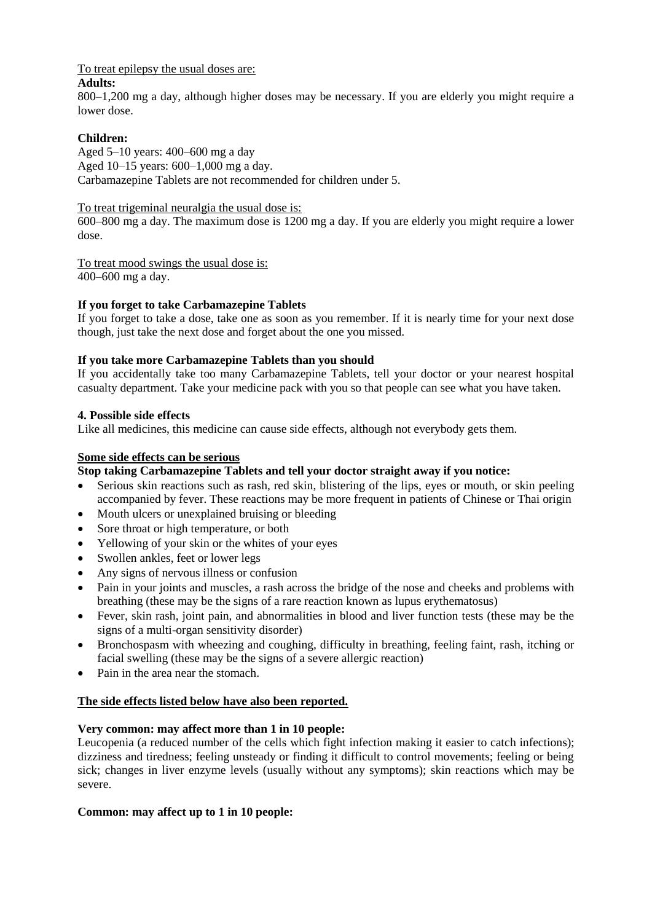To treat epilepsy the usual doses are:

**Adults:**

800–1,200 mg a day, although higher doses may be necessary. If you are elderly you might require a lower dose.

**Children:**

Aged 5–10 years: 400–600 mg a day
Aged 10–15 years: 600–1,000 mg a day.
Carbamazepine Tablets are not recommended for children under 5.

To treat trigeminal neuralgia the usual dose is:
600–800 mg a day. The maximum dose is 1200 mg a day. If you are elderly you might require a lower dose.

To treat mood swings the usual dose is:
400–600 mg a day.

**If you forget to take Carbamazepine Tablets**

If you forget to take a dose, take one as soon as you remember. If it is nearly time for your next dose though, just take the next dose and forget about the one you missed.

**If you take more Carbamazepine Tablets than you should**

If you accidentally take too many Carbamazepine Tablets, tell your doctor or your nearest hospital casualty department. Take your medicine pack with you so that people can see what you have taken.

## 4. Possible side effects

Like all medicines, this medicine can cause side effects, although not everybody gets them.

**Some side effects can be serious**

**Stop taking Carbamazepine Tablets and tell your doctor straight away if you notice:**

- Serious skin reactions such as rash, red skin, blistering of the lips, eyes or mouth, or skin peeling accompanied by fever. These reactions may be more frequent in patients of Chinese or Thai origin
- Mouth ulcers or unexplained bruising or bleeding
- Sore throat or high temperature, or both
- Yellowing of your skin or the whites of your eyes
- Swollen ankles, feet or lower legs
- Any signs of nervous illness or confusion
- Pain in your joints and muscles, a rash across the bridge of the nose and cheeks and problems with breathing (these may be the signs of a rare reaction known as lupus erythematosus)
- Fever, skin rash, joint pain, and abnormalities in blood and liver function tests (these may be the signs of a multi-organ sensitivity disorder)
- Bronchospasm with wheezing and coughing, difficulty in breathing, feeling faint, rash, itching or facial swelling (these may be the signs of a severe allergic reaction)
- Pain in the area near the stomach.

**The side effects listed below have also been reported.**

**Very common: may affect more than 1 in 10 people:**

Leucopenia (a reduced number of the cells which fight infection making it easier to catch infections); dizziness and tiredness; feeling unsteady or finding it difficult to control movements; feeling or being sick; changes in liver enzyme levels (usually without any symptoms); skin reactions which may be severe.

**Common: may affect up to 1 in 10 people:**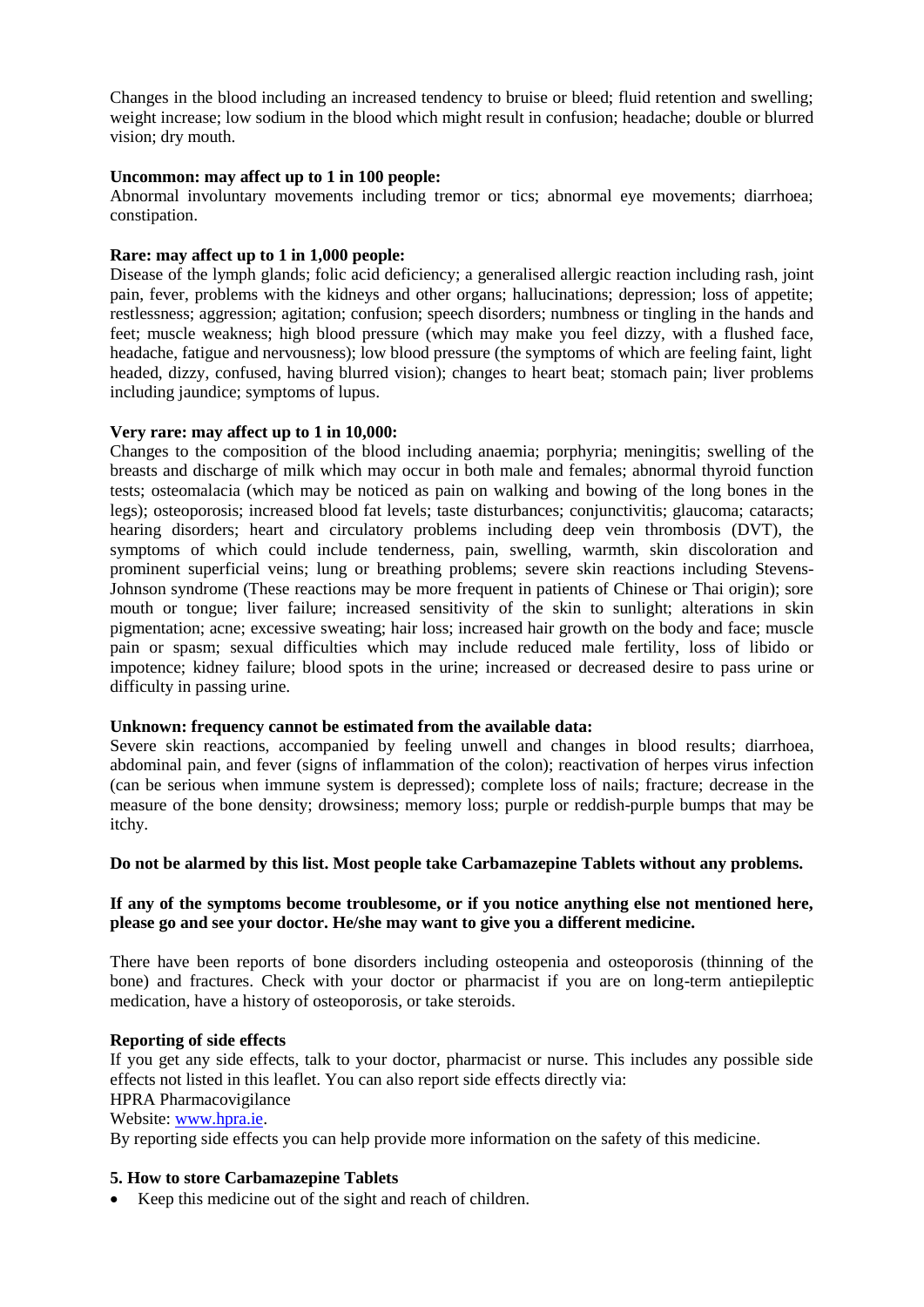Changes in the blood including an increased tendency to bruise or bleed; fluid retention and swelling; weight increase; low sodium in the blood which might result in confusion; headache; double or blurred vision; dry mouth.

**Uncommon: may affect up to 1 in 100 people:**
Abnormal involuntary movements including tremor or tics; abnormal eye movements; diarrhoea; constipation.

**Rare: may affect up to 1 in 1,000 people:**
Disease of the lymph glands; folic acid deficiency; a generalised allergic reaction including rash, joint pain, fever, problems with the kidneys and other organs; hallucinations; depression; loss of appetite; restlessness; aggression; agitation; confusion; speech disorders; numbness or tingling in the hands and feet; muscle weakness; high blood pressure (which may make you feel dizzy, with a flushed face, headache, fatigue and nervousness); low blood pressure (the symptoms of which are feeling faint, light headed, dizzy, confused, having blurred vision); changes to heart beat; stomach pain; liver problems including jaundice; symptoms of lupus.

**Very rare: may affect up to 1 in 10,000:**
Changes to the composition of the blood including anaemia; porphyria; meningitis; swelling of the breasts and discharge of milk which may occur in both male and females; abnormal thyroid function tests; osteomalacia (which may be noticed as pain on walking and bowing of the long bones in the legs); osteoporosis; increased blood fat levels; taste disturbances; conjunctivitis; glaucoma; cataracts; hearing disorders; heart and circulatory problems including deep vein thrombosis (DVT), the symptoms of which could include tenderness, pain, swelling, warmth, skin discoloration and prominent superficial veins; lung or breathing problems; severe skin reactions including Stevens-Johnson syndrome (These reactions may be more frequent in patients of Chinese or Thai origin); sore mouth or tongue; liver failure; increased sensitivity of the skin to sunlight; alterations in skin pigmentation; acne; excessive sweating; hair loss; increased hair growth on the body and face; muscle pain or spasm; sexual difficulties which may include reduced male fertility, loss of libido or impotence; kidney failure; blood spots in the urine; increased or decreased desire to pass urine or difficulty in passing urine.

**Unknown: frequency cannot be estimated from the available data:**
Severe skin reactions, accompanied by feeling unwell and changes in blood results; diarrhoea, abdominal pain, and fever (signs of inflammation of the colon); reactivation of herpes virus infection (can be serious when immune system is depressed); complete loss of nails; fracture; decrease in the measure of the bone density; drowsiness; memory loss; purple or reddish-purple bumps that may be itchy.

**Do not be alarmed by this list. Most people take Carbamazepine Tablets without any problems.**

**If any of the symptoms become troublesome, or if you notice anything else not mentioned here, please go and see your doctor. He/she may want to give you a different medicine.**

There have been reports of bone disorders including osteopenia and osteoporosis (thinning of the bone) and fractures. Check with your doctor or pharmacist if you are on long-term antiepileptic medication, have a history of osteoporosis, or take steroids.

**Reporting of side effects**
If you get any side effects, talk to your doctor, pharmacist or nurse. This includes any possible side effects not listed in this leaflet. You can also report side effects directly via:
HPRA Pharmacovigilance
Website: www.hpra.ie.
By reporting side effects you can help provide more information on the safety of this medicine.

### 5. How to store Carbamazepine Tablets

- Keep this medicine out of the sight and reach of children.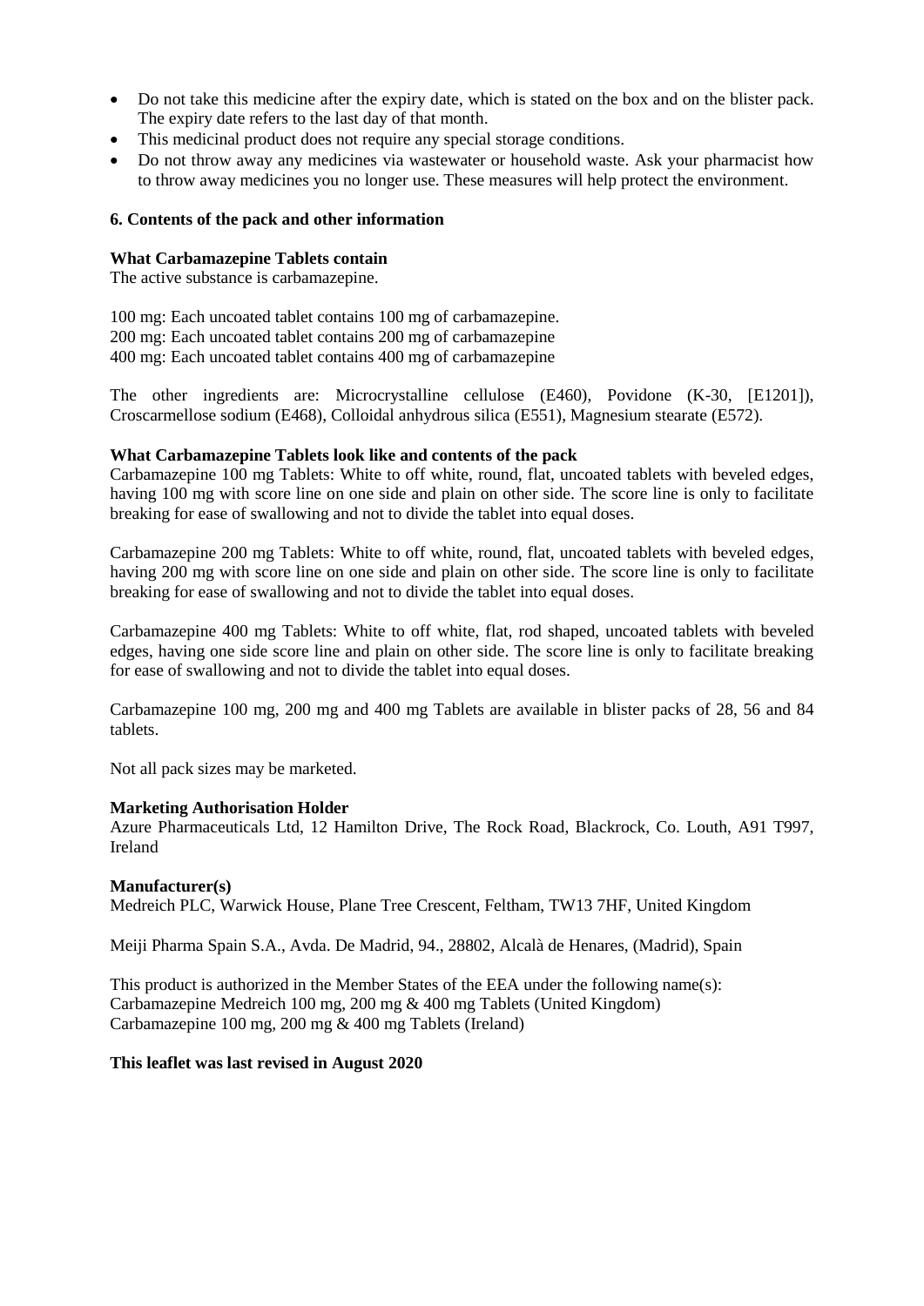- Do not take this medicine after the expiry date, which is stated on the box and on the blister pack. The expiry date refers to the last day of that month.
- This medicinal product does not require any special storage conditions.
- Do not throw away any medicines via wastewater or household waste. Ask your pharmacist how to throw away medicines you no longer use. These measures will help protect the environment.

### 6. Contents of the pack and other information

**What Carbamazepine Tablets contain**

The active substance is carbamazepine.

100 mg: Each uncoated tablet contains 100 mg of carbamazepine.
200 mg: Each uncoated tablet contains 200 mg of carbamazepine
400 mg: Each uncoated tablet contains 400 mg of carbamazepine

The other ingredients are: Microcrystalline cellulose (E460), Povidone (K-30, [E1201]), Croscarmellose sodium (E468), Colloidal anhydrous silica (E551), Magnesium stearate (E572).

**What Carbamazepine Tablets look like and contents of the pack**

Carbamazepine 100 mg Tablets: White to off white, round, flat, uncoated tablets with beveled edges, having 100 mg with score line on one side and plain on other side. The score line is only to facilitate breaking for ease of swallowing and not to divide the tablet into equal doses.

Carbamazepine 200 mg Tablets: White to off white, round, flat, uncoated tablets with beveled edges, having 200 mg with score line on one side and plain on other side. The score line is only to facilitate breaking for ease of swallowing and not to divide the tablet into equal doses.

Carbamazepine 400 mg Tablets: White to off white, flat, rod shaped, uncoated tablets with beveled edges, having one side score line and plain on other side. The score line is only to facilitate breaking for ease of swallowing and not to divide the tablet into equal doses.

Carbamazepine 100 mg, 200 mg and 400 mg Tablets are available in blister packs of 28, 56 and 84 tablets.

Not all pack sizes may be marketed.

**Marketing Authorisation Holder**

Azure Pharmaceuticals Ltd, 12 Hamilton Drive, The Rock Road, Blackrock, Co. Louth, A91 T997, Ireland

**Manufacturer(s)**

Medreich PLC, Warwick House, Plane Tree Crescent, Feltham, TW13 7HF, United Kingdom

Meiji Pharma Spain S.A., Avda. De Madrid, 94., 28802, Alcalà de Henares, (Madrid), Spain

This product is authorized in the Member States of the EEA under the following name(s):
Carbamazepine Medreich 100 mg, 200 mg & 400 mg Tablets (United Kingdom)
Carbamazepine 100 mg, 200 mg & 400 mg Tablets (Ireland)

**This leaflet was last revised in August 2020**